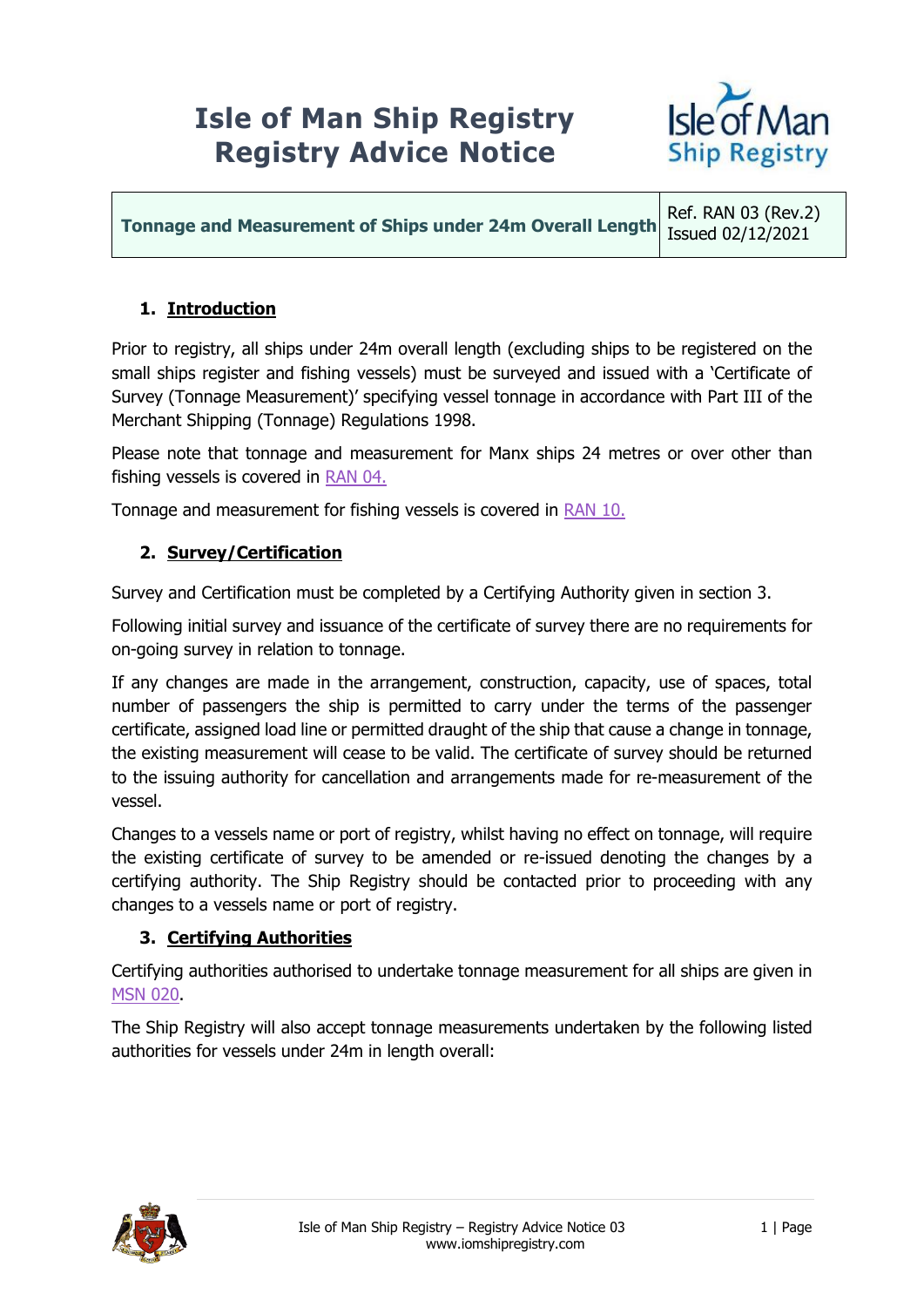# Isle of Man Ship Registry
# Registry Advice Notice

| Tonnage and Measurement of Ships under 24m Overall Length | Ref. RAN 03 (Rev.2) Issued 02/12/2021 |
|---|---|

## 1. Introduction

Prior to registry, all ships under 24m overall length (excluding ships to be registered on the small ships register and fishing vessels) must be surveyed and issued with a 'Certificate of Survey (Tonnage Measurement)' specifying vessel tonnage in accordance with Part III of the Merchant Shipping (Tonnage) Regulations 1998.

Please note that tonnage and measurement for Manx ships 24 metres or over other than fishing vessels is covered in RAN 04.

Tonnage and measurement for fishing vessels is covered in RAN 10.

## 2. Survey/Certification

Survey and Certification must be completed by a Certifying Authority given in section 3.

Following initial survey and issuance of the certificate of survey there are no requirements for on-going survey in relation to tonnage.

If any changes are made in the arrangement, construction, capacity, use of spaces, total number of passengers the ship is permitted to carry under the terms of the passenger certificate, assigned load line or permitted draught of the ship that cause a change in tonnage, the existing measurement will cease to be valid. The certificate of survey should be returned to the issuing authority for cancellation and arrangements made for re-measurement of the vessel.

Changes to a vessels name or port of registry, whilst having no effect on tonnage, will require the existing certificate of survey to be amended or re-issued denoting the changes by a certifying authority. The Ship Registry should be contacted prior to proceeding with any changes to a vessels name or port of registry.

## 3. Certifying Authorities

Certifying authorities authorised to undertake tonnage measurement for all ships are given in MSN 020.

The Ship Registry will also accept tonnage measurements undertaken by the following listed authorities for vessels under 24m in length overall: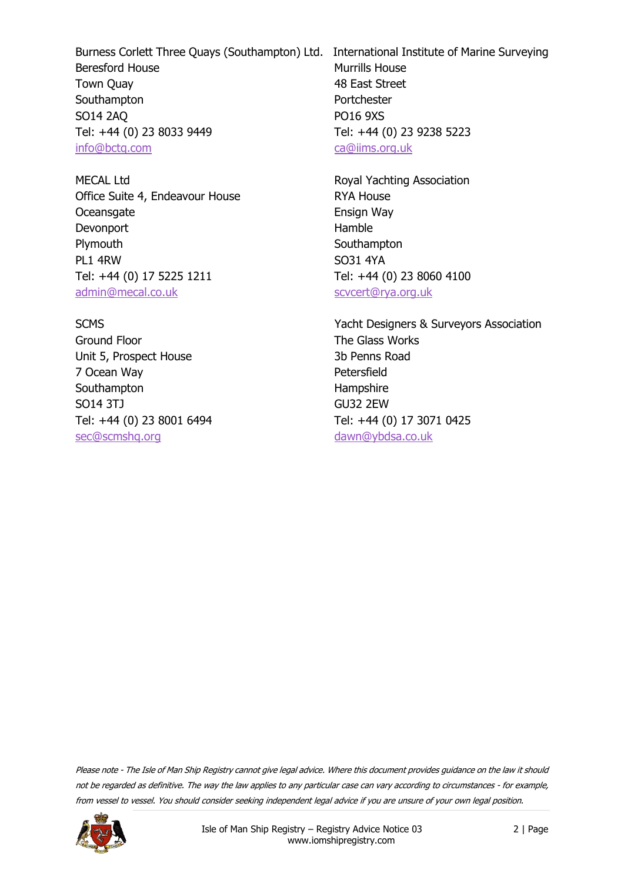Burness Corlett Three Quays (Southampton) Ltd.
Beresford House
Town Quay
Southampton
SO14 2AQ
Tel: +44 (0) 23 8033 9449
info@bctq.com

International Institute of Marine Surveying
Murrills House
48 East Street
Portchester
PO16 9XS
Tel: +44 (0) 23 9238 5223
ca@iims.org.uk

MECAL Ltd
Office Suite 4, Endeavour House
Oceansgate
Devonport
Plymouth
PL1 4RW
Tel: +44 (0) 17 5225 1211
admin@mecal.co.uk

Royal Yachting Association
RYA House
Ensign Way
Hamble
Southampton
SO31 4YA
Tel: +44 (0) 23 8060 4100
scvcert@rya.org.uk

SCMS
Ground Floor
Unit 5, Prospect House
7 Ocean Way
Southampton
SO14 3TJ
Tel: +44 (0) 23 8001 6494
sec@scmshq.org

Yacht Designers & Surveyors Association
The Glass Works
3b Penns Road
Petersfield
Hampshire
GU32 2EW
Tel: +44 (0) 17 3071 0425
dawn@ybdsa.co.uk

*Please note - The Isle of Man Ship Registry cannot give legal advice. Where this document provides guidance on the law it should not be regarded as definitive. The way the law applies to any particular case can vary according to circumstances - for example, from vessel to vessel. You should consider seeking independent legal advice if you are unsure of your own legal position.*